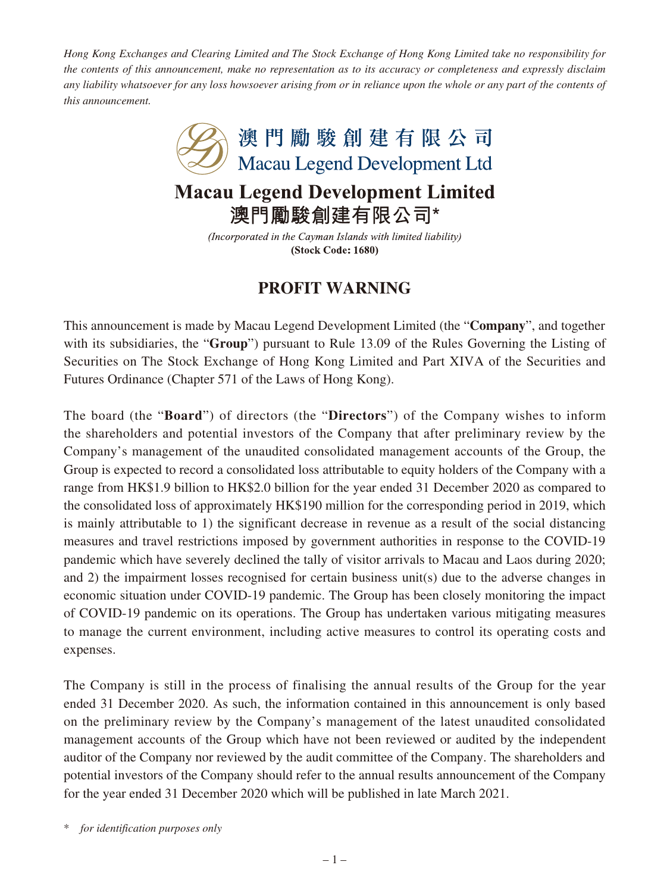*Hong Kong Exchanges and Clearing Limited and The Stock Exchange of Hong Kong Limited take no responsibility for the contents of this announcement, make no representation as to its accuracy or completeness and expressly disclaim any liability whatsoever for any loss howsoever arising from or in reliance upon the whole or any part of the contents of this announcement.*

澳門勵駿創建有限公司
Macau Legend Development Ltd

# Macau Legend Development Limited
# 澳門勵駿創建有限公司*

*(Incorporated in the Cayman Islands with limited liability)*
**(Stock Code: 1680)**

## PROFIT WARNING

This announcement is made by Macau Legend Development Limited (the "**Company**", and together with its subsidiaries, the "**Group**") pursuant to Rule 13.09 of the Rules Governing the Listing of Securities on The Stock Exchange of Hong Kong Limited and Part XIVA of the Securities and Futures Ordinance (Chapter 571 of the Laws of Hong Kong).

The board (the "**Board**") of directors (the "**Directors**") of the Company wishes to inform the shareholders and potential investors of the Company that after preliminary review by the Company's management of the unaudited consolidated management accounts of the Group, the Group is expected to record a consolidated loss attributable to equity holders of the Company with a range from HK$1.9 billion to HK$2.0 billion for the year ended 31 December 2020 as compared to the consolidated loss of approximately HK$190 million for the corresponding period in 2019, which is mainly attributable to 1) the significant decrease in revenue as a result of the social distancing measures and travel restrictions imposed by government authorities in response to the COVID-19 pandemic which have severely declined the tally of visitor arrivals to Macau and Laos during 2020; and 2) the impairment losses recognised for certain business unit(s) due to the adverse changes in economic situation under COVID-19 pandemic. The Group has been closely monitoring the impact of COVID-19 pandemic on its operations. The Group has undertaken various mitigating measures to manage the current environment, including active measures to control its operating costs and expenses.

The Company is still in the process of finalising the annual results of the Group for the year ended 31 December 2020. As such, the information contained in this announcement is only based on the preliminary review by the Company's management of the latest unaudited consolidated management accounts of the Group which have not been reviewed or audited by the independent auditor of the Company nor reviewed by the audit committee of the Company. The shareholders and potential investors of the Company should refer to the annual results announcement of the Company for the year ended 31 December 2020 which will be published in late March 2021.

\* *for identification purposes only*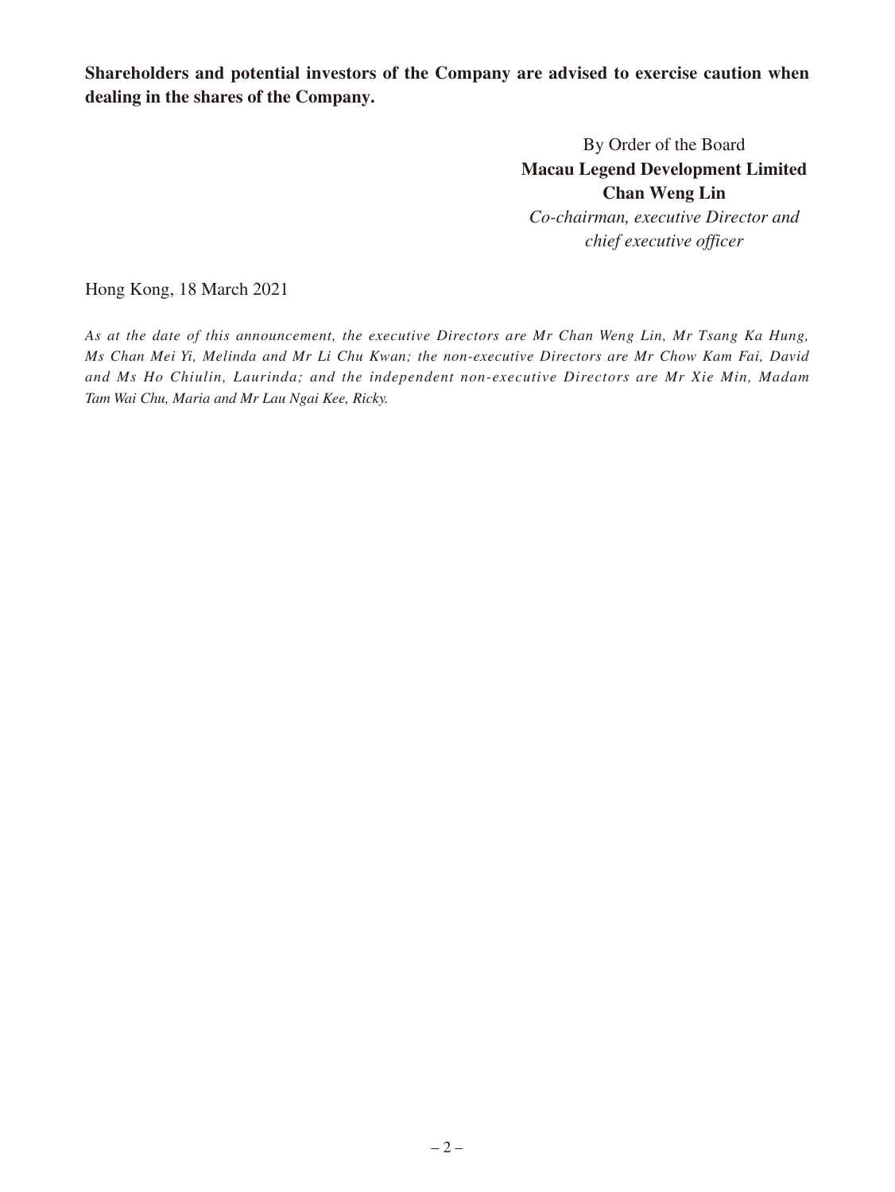**Shareholders and potential investors of the Company are advised to exercise caution when dealing in the shares of the Company.**

By Order of the Board
**Macau Legend Development Limited**
**Chan Weng Lin**
*Co-chairman, executive Director and chief executive officer*

Hong Kong, 18 March 2021

*As at the date of this announcement, the executive Directors are Mr Chan Weng Lin, Mr Tsang Ka Hung, Ms Chan Mei Yi, Melinda and Mr Li Chu Kwan; the non-executive Directors are Mr Chow Kam Fai, David and Ms Ho Chiulin, Laurinda; and the independent non-executive Directors are Mr Xie Min, Madam Tam Wai Chu, Maria and Mr Lau Ngai Kee, Ricky.*